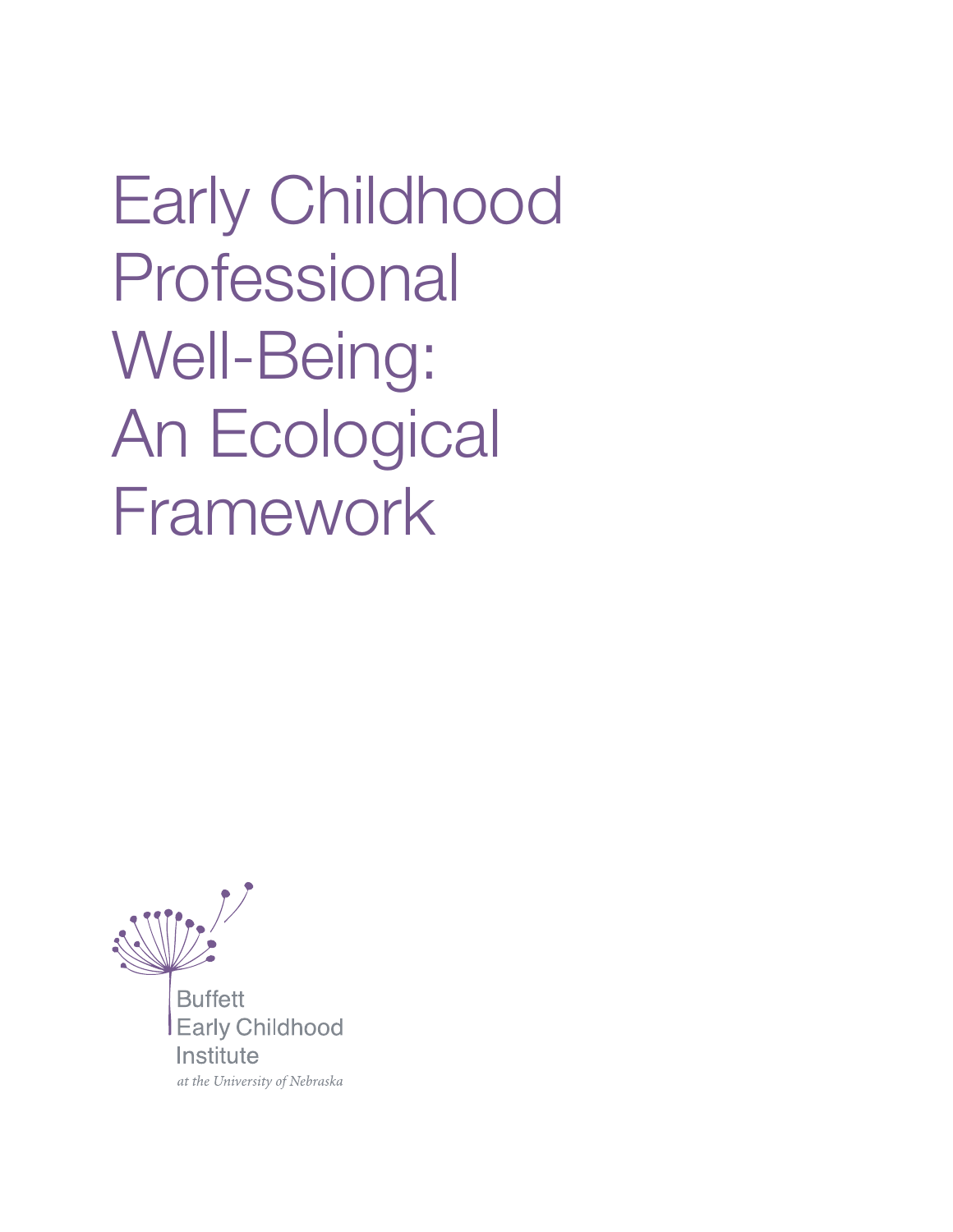# Early Childhood Professional Well-Being: An Ecological Framework

Buffett
Early Childhood
Institute
*at the University of Nebraska*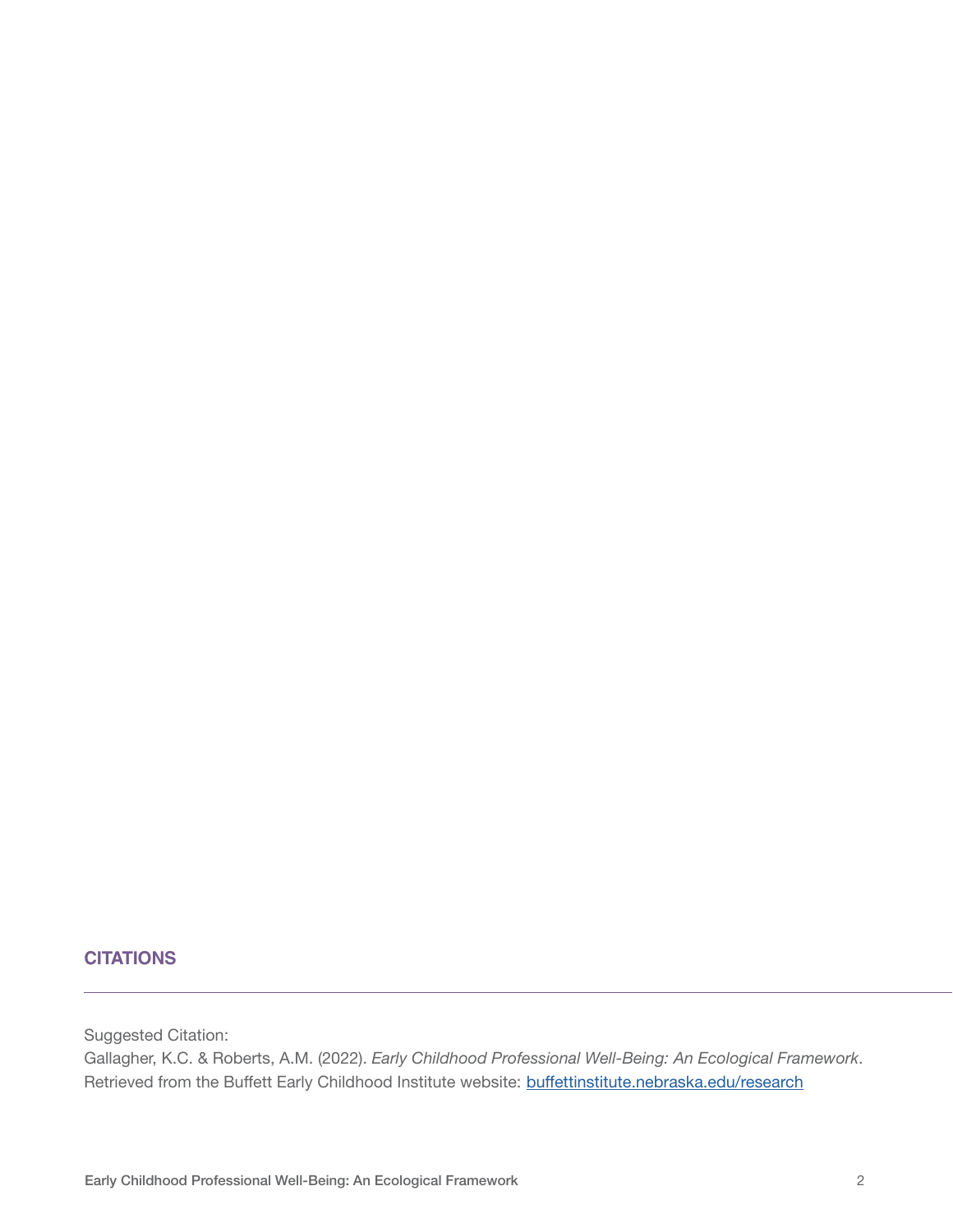## CITATIONS

Suggested Citation:
Gallagher, K.C. & Roberts, A.M. (2022). *Early Childhood Professional Well-Being: An Ecological Framework*. Retrieved from the Buffett Early Childhood Institute website: buffettinstitute.nebraska.edu/research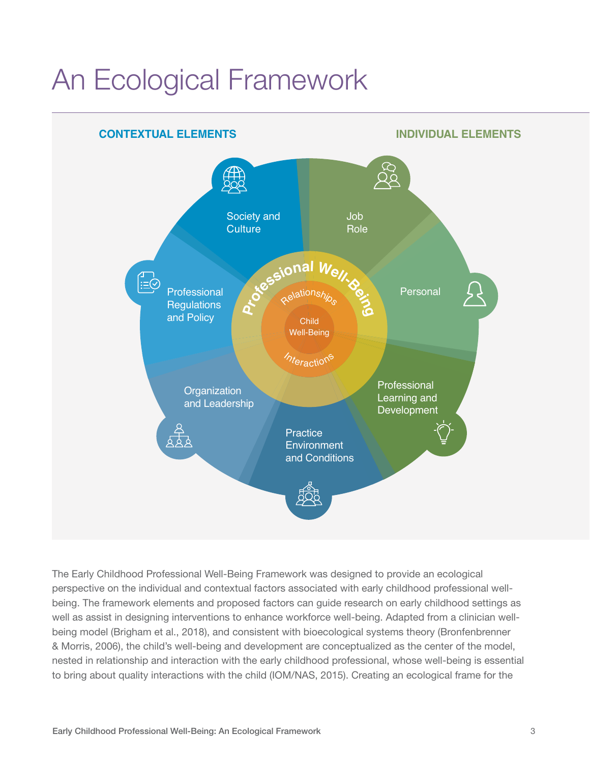# An Ecological Framework

CONTEXTUAL ELEMENTS

INDIVIDUAL ELEMENTS

Society and Culture

Job Role

Personal

Professional Regulations and Policy

Organization and Leadership

Practice Environment and Conditions

Professional Learning and Development

Professional Well-Being

Relationships

Child Well-Being

Interactions

The Early Childhood Professional Well-Being Framework was designed to provide an ecological perspective on the individual and contextual factors associated with early childhood professional well-being. The framework elements and proposed factors can guide research on early childhood settings as well as assist in designing interventions to enhance workforce well-being. Adapted from a clinician well-being model (Brigham et al., 2018), and consistent with bioecological systems theory (Bronfenbrenner & Morris, 2006), the child's well-being and development are conceptualized as the center of the model, nested in relationship and interaction with the early childhood professional, whose well-being is essential to bring about quality interactions with the child (IOM/NAS, 2015). Creating an ecological frame for the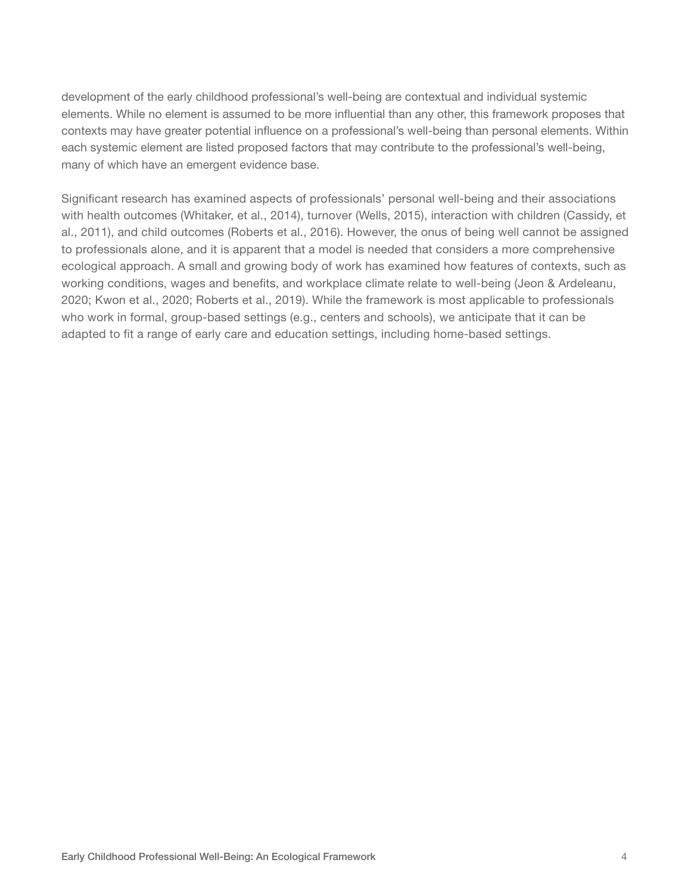development of the early childhood professional's well-being are contextual and individual systemic elements. While no element is assumed to be more influential than any other, this framework proposes that contexts may have greater potential influence on a professional's well-being than personal elements. Within each systemic element are listed proposed factors that may contribute to the professional's well-being, many of which have an emergent evidence base.

Significant research has examined aspects of professionals' personal well-being and their associations with health outcomes (Whitaker, et al., 2014), turnover (Wells, 2015), interaction with children (Cassidy, et al., 2011), and child outcomes (Roberts et al., 2016). However, the onus of being well cannot be assigned to professionals alone, and it is apparent that a model is needed that considers a more comprehensive ecological approach. A small and growing body of work has examined how features of contexts, such as working conditions, wages and benefits, and workplace climate relate to well-being (Jeon & Ardeleanu, 2020; Kwon et al., 2020; Roberts et al., 2019). While the framework is most applicable to professionals who work in formal, group-based settings (e.g., centers and schools), we anticipate that it can be adapted to fit a range of early care and education settings, including home-based settings.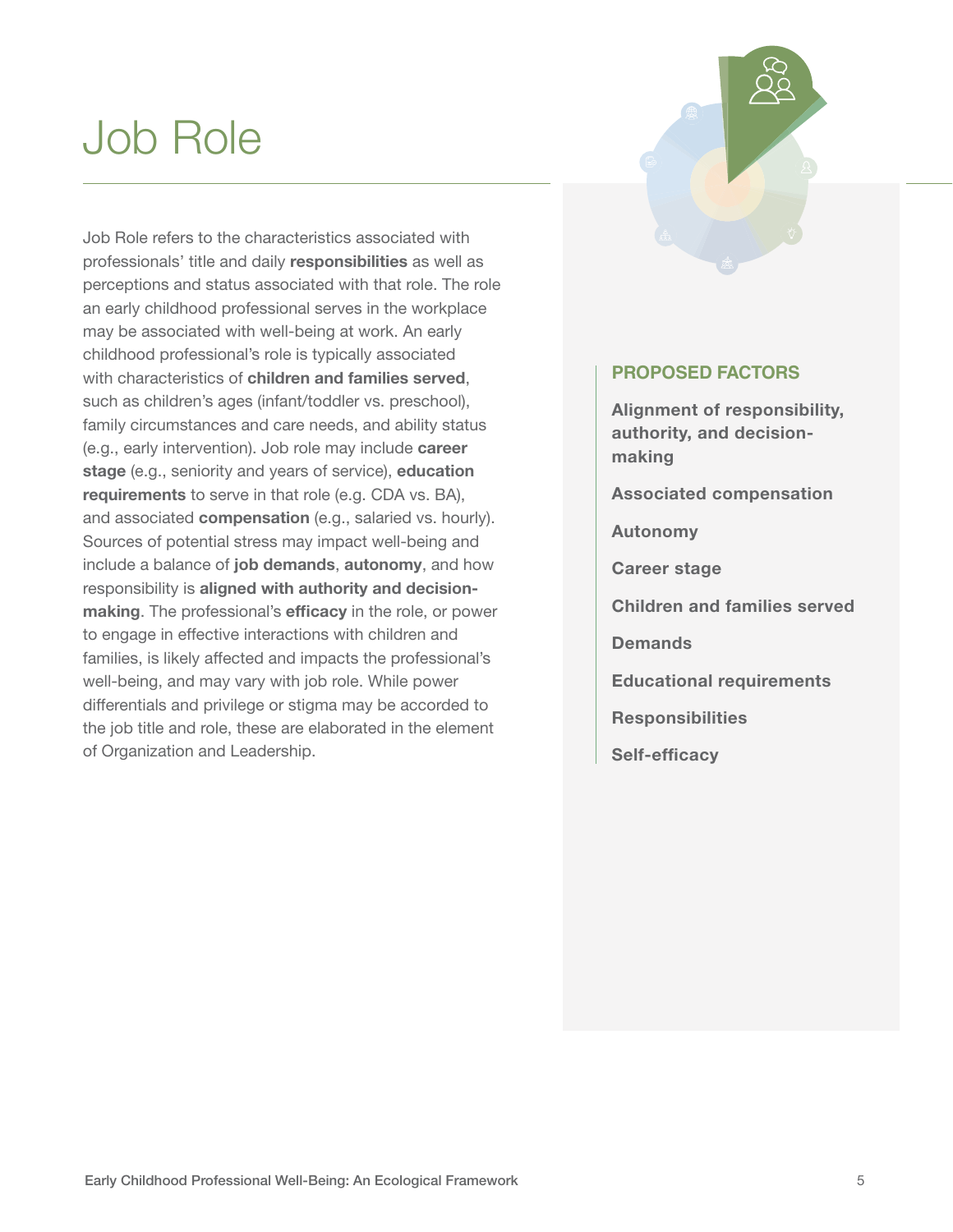# Job Role

Job Role refers to the characteristics associated with professionals' title and daily **responsibilities** as well as perceptions and status associated with that role. The role an early childhood professional serves in the workplace may be associated with well-being at work. An early childhood professional's role is typically associated with characteristics of **children and families served**, such as children's ages (infant/toddler vs. preschool), family circumstances and care needs, and ability status (e.g., early intervention). Job role may include **career stage** (e.g., seniority and years of service), **education requirements** to serve in that role (e.g. CDA vs. BA), and associated **compensation** (e.g., salaried vs. hourly). Sources of potential stress may impact well-being and include a balance of **job demands**, **autonomy**, and how responsibility is **aligned with authority and decision-making**. The professional's **efficacy** in the role, or power to engage in effective interactions with children and families, is likely affected and impacts the professional's well-being, and may vary with job role. While power differentials and privilege or stigma may be accorded to the job title and role, these are elaborated in the element of Organization and Leadership.

## PROPOSED FACTORS

**Alignment of responsibility, authority, and decision-making**

**Associated compensation**

**Autonomy**

**Career stage**

**Children and families served**

**Demands**

**Educational requirements**

**Responsibilities**

**Self-efficacy**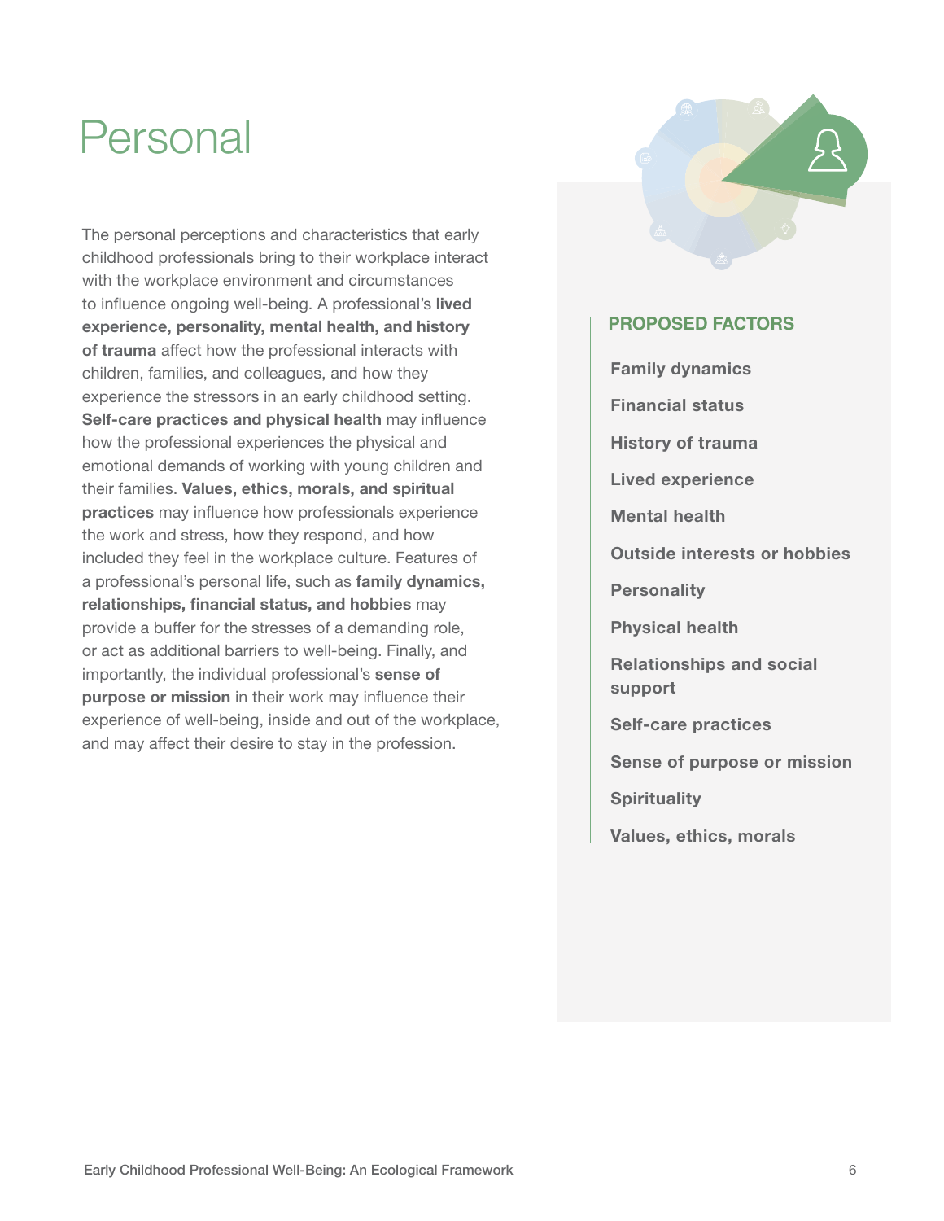# Personal

The personal perceptions and characteristics that early childhood professionals bring to their workplace interact with the workplace environment and circumstances to influence ongoing well-being. A professional's **lived experience, personality, mental health, and history of trauma** affect how the professional interacts with children, families, and colleagues, and how they experience the stressors in an early childhood setting. **Self-care practices and physical health** may influence how the professional experiences the physical and emotional demands of working with young children and their families. **Values, ethics, morals, and spiritual practices** may influence how professionals experience the work and stress, how they respond, and how included they feel in the workplace culture. Features of a professional's personal life, such as **family dynamics, relationships, financial status, and hobbies** may provide a buffer for the stresses of a demanding role, or act as additional barriers to well-being. Finally, and importantly, the individual professional's **sense of purpose or mission** in their work may influence their experience of well-being, inside and out of the workplace, and may affect their desire to stay in the profession.

## PROPOSED FACTORS

- **Family dynamics**
- **Financial status**
- **History of trauma**
- **Lived experience**
- **Mental health**
- **Outside interests or hobbies**
- **Personality**
- **Physical health**
- **Relationships and social support**
- **Self-care practices**
- **Sense of purpose or mission**
- **Spirituality**
- **Values, ethics, morals**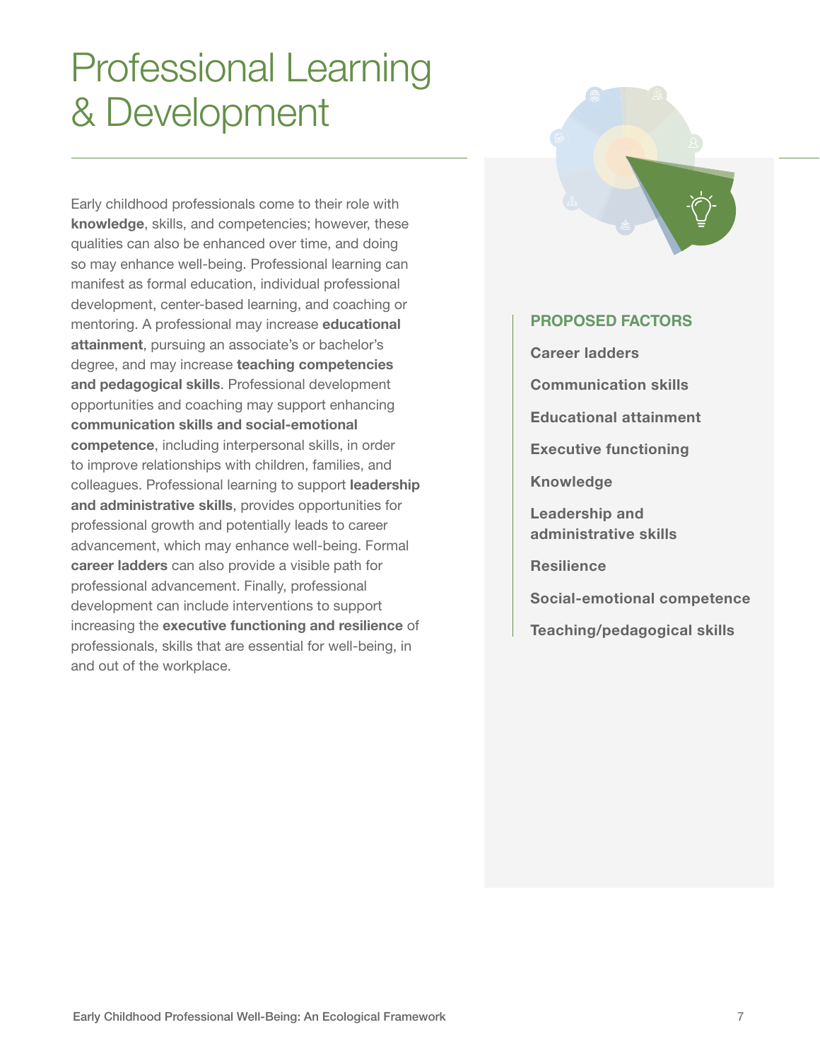# Professional Learning & Development

Early childhood professionals come to their role with **knowledge**, skills, and competencies; however, these qualities can also be enhanced over time, and doing so may enhance well-being. Professional learning can manifest as formal education, individual professional development, center-based learning, and coaching or mentoring. A professional may increase **educational attainment**, pursuing an associate's or bachelor's degree, and may increase **teaching competencies and pedagogical skills**. Professional development opportunities and coaching may support enhancing **communication skills and social-emotional competence**, including interpersonal skills, in order to improve relationships with children, families, and colleagues. Professional learning to support **leadership and administrative skills**, provides opportunities for professional growth and potentially leads to career advancement, which may enhance well-being. Formal **career ladders** can also provide a visible path for professional advancement. Finally, professional development can include interventions to support increasing the **executive functioning and resilience** of professionals, skills that are essential for well-being, in and out of the workplace.

## PROPOSED FACTORS

**Career ladders**

**Communication skills**

**Educational attainment**

**Executive functioning**

**Knowledge**

**Leadership and administrative skills**

**Resilience**

**Social-emotional competence**

**Teaching/pedagogical skills**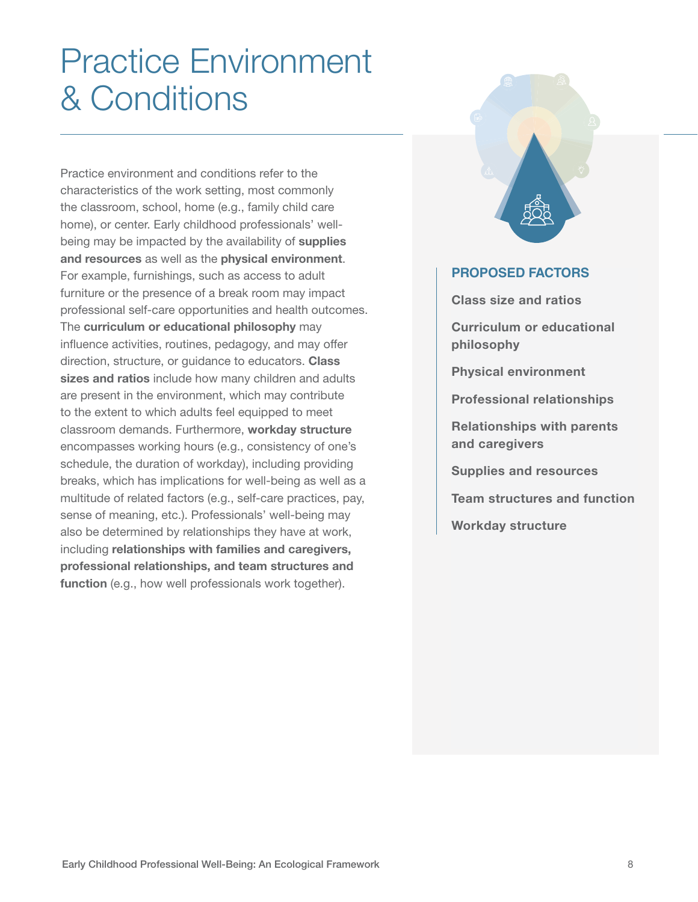# Practice Environment & Conditions

Practice environment and conditions refer to the characteristics of the work setting, most commonly the classroom, school, home (e.g., family child care home), or center. Early childhood professionals' well-being may be impacted by the availability of **supplies and resources** as well as the **physical environment**. For example, furnishings, such as access to adult furniture or the presence of a break room may impact professional self-care opportunities and health outcomes. The **curriculum or educational philosophy** may influence activities, routines, pedagogy, and may offer direction, structure, or guidance to educators. **Class sizes and ratios** include how many children and adults are present in the environment, which may contribute to the extent to which adults feel equipped to meet classroom demands. Furthermore, **workday structure** encompasses working hours (e.g., consistency of one's schedule, the duration of workday), including providing breaks, which has implications for well-being as well as a multitude of related factors (e.g., self-care practices, pay, sense of meaning, etc.). Professionals' well-being may also be determined by relationships they have at work, including **relationships with families and caregivers, professional relationships, and team structures and function** (e.g., how well professionals work together).

## PROPOSED FACTORS

**Class size and ratios**

**Curriculum or educational philosophy**

**Physical environment**

**Professional relationships**

**Relationships with parents and caregivers**

**Supplies and resources**

**Team structures and function**

**Workday structure**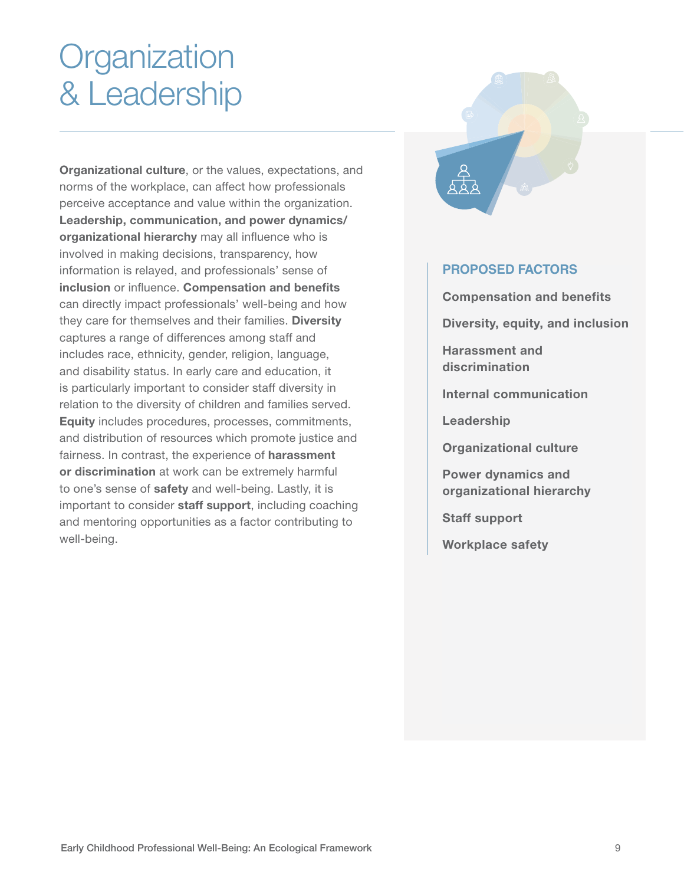# Organization & Leadership

**Organizational culture**, or the values, expectations, and norms of the workplace, can affect how professionals perceive acceptance and value within the organization. **Leadership, communication, and power dynamics/ organizational hierarchy** may all influence who is involved in making decisions, transparency, how information is relayed, and professionals' sense of **inclusion** or influence. **Compensation and benefits** can directly impact professionals' well-being and how they care for themselves and their families. **Diversity** captures a range of differences among staff and includes race, ethnicity, gender, religion, language, and disability status. In early care and education, it is particularly important to consider staff diversity in relation to the diversity of children and families served. **Equity** includes procedures, processes, commitments, and distribution of resources which promote justice and fairness. In contrast, the experience of **harassment or discrimination** at work can be extremely harmful to one's sense of **safety** and well-being. Lastly, it is important to consider **staff support**, including coaching and mentoring opportunities as a factor contributing to well-being.

## PROPOSED FACTORS

**Compensation and benefits**

**Diversity, equity, and inclusion**

**Harassment and discrimination**

**Internal communication**

**Leadership**

**Organizational culture**

**Power dynamics and organizational hierarchy**

**Staff support**

**Workplace safety**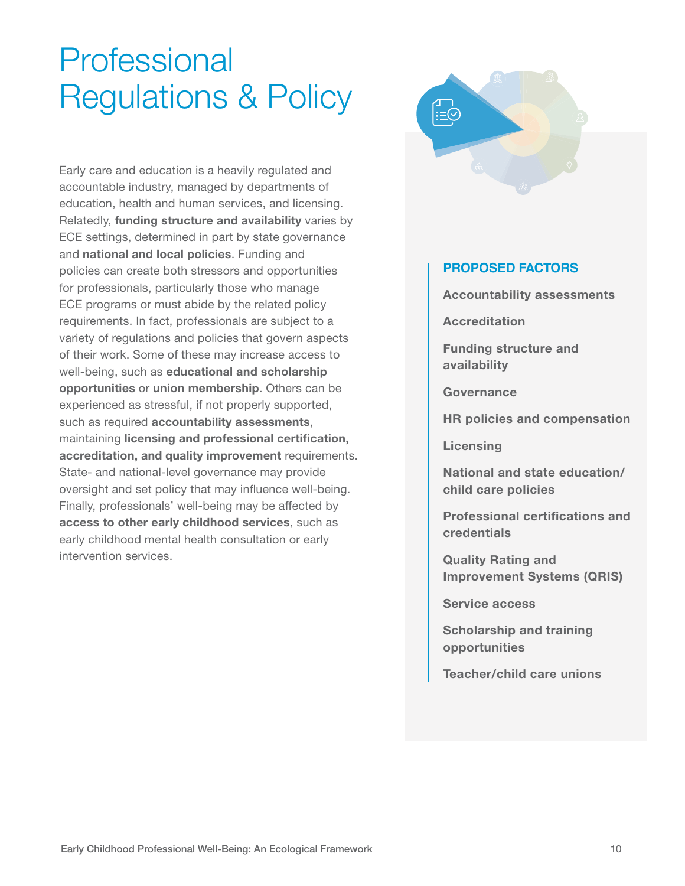# Professional Regulations & Policy

Early care and education is a heavily regulated and accountable industry, managed by departments of education, health and human services, and licensing. Relatedly, **funding structure and availability** varies by ECE settings, determined in part by state governance and **national and local policies**. Funding and policies can create both stressors and opportunities for professionals, particularly those who manage ECE programs or must abide by the related policy requirements. In fact, professionals are subject to a variety of regulations and policies that govern aspects of their work. Some of these may increase access to well-being, such as **educational and scholarship opportunities** or **union membership**. Others can be experienced as stressful, if not properly supported, such as required **accountability assessments**, maintaining **licensing and professional certification, accreditation, and quality improvement** requirements. State- and national-level governance may provide oversight and set policy that may influence well-being. Finally, professionals' well-being may be affected by **access to other early childhood services**, such as early childhood mental health consultation or early intervention services.

## PROPOSED FACTORS

- **Accountability assessments**
- **Accreditation**
- **Funding structure and availability**
- **Governance**
- **HR policies and compensation**
- **Licensing**
- **National and state education/ child care policies**
- **Professional certifications and credentials**
- **Quality Rating and Improvement Systems (QRIS)**
- **Service access**
- **Scholarship and training opportunities**
- **Teacher/child care unions**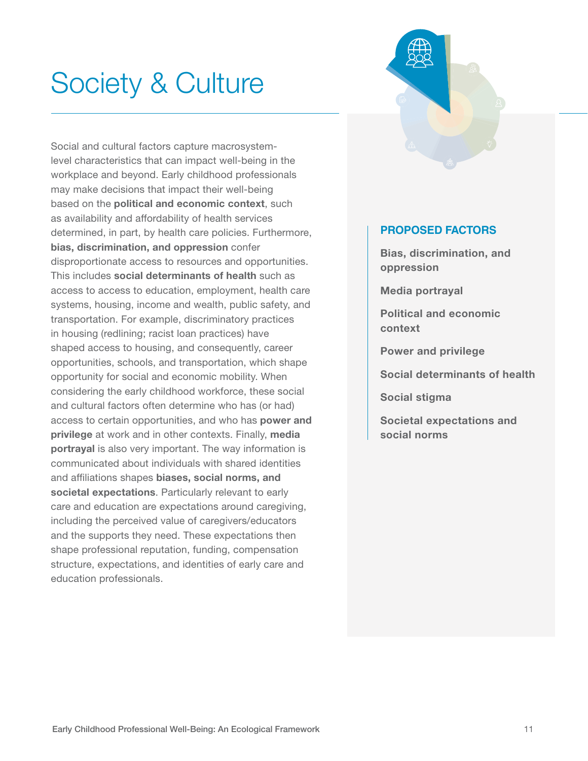# Society & Culture

Social and cultural factors capture macrosystem-level characteristics that can impact well-being in the workplace and beyond. Early childhood professionals may make decisions that impact their well-being based on the **political and economic context**, such as availability and affordability of health services determined, in part, by health care policies. Furthermore, **bias, discrimination, and oppression** confer disproportionate access to resources and opportunities. This includes **social determinants of health** such as access to access to education, employment, health care systems, housing, income and wealth, public safety, and transportation. For example, discriminatory practices in housing (redlining; racist loan practices) have shaped access to housing, and consequently, career opportunities, schools, and transportation, which shape opportunity for social and economic mobility. When considering the early childhood workforce, these social and cultural factors often determine who has (or had) access to certain opportunities, and who has **power and privilege** at work and in other contexts. Finally, **media portrayal** is also very important. The way information is communicated about individuals with shared identities and affiliations shapes **biases, social norms, and societal expectations**. Particularly relevant to early care and education are expectations around caregiving, including the perceived value of caregivers/educators and the supports they need. These expectations then shape professional reputation, funding, compensation structure, expectations, and identities of early care and education professionals.

## PROPOSED FACTORS

**Bias, discrimination, and oppression**

**Media portrayal**

**Political and economic context**

**Power and privilege**

**Social determinants of health**

**Social stigma**

**Societal expectations and social norms**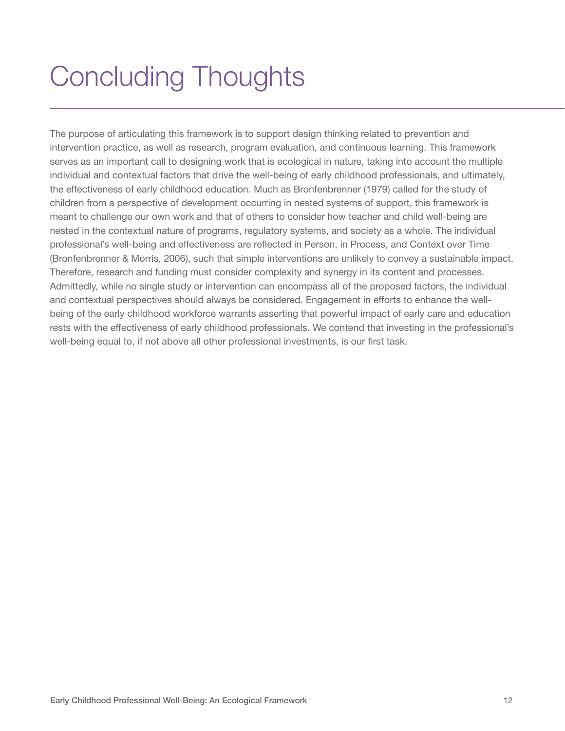# Concluding Thoughts

The purpose of articulating this framework is to support design thinking related to prevention and intervention practice, as well as research, program evaluation, and continuous learning. This framework serves as an important call to designing work that is ecological in nature, taking into account the multiple individual and contextual factors that drive the well-being of early childhood professionals, and ultimately, the effectiveness of early childhood education. Much as Bronfenbrenner (1979) called for the study of children from a perspective of development occurring in nested systems of support, this framework is meant to challenge our own work and that of others to consider how teacher and child well-being are nested in the contextual nature of programs, regulatory systems, and society as a whole. The individual professional's well-being and effectiveness are reflected in Person, in Process, and Context over Time (Bronfenbrenner & Morris, 2006), such that simple interventions are unlikely to convey a sustainable impact. Therefore, research and funding must consider complexity and synergy in its content and processes. Admittedly, while no single study or intervention can encompass all of the proposed factors, the individual and contextual perspectives should always be considered. Engagement in efforts to enhance the well-being of the early childhood workforce warrants asserting that powerful impact of early care and education rests with the effectiveness of early childhood professionals. We contend that investing in the professional's well-being equal to, if not above all other professional investments, is our first task.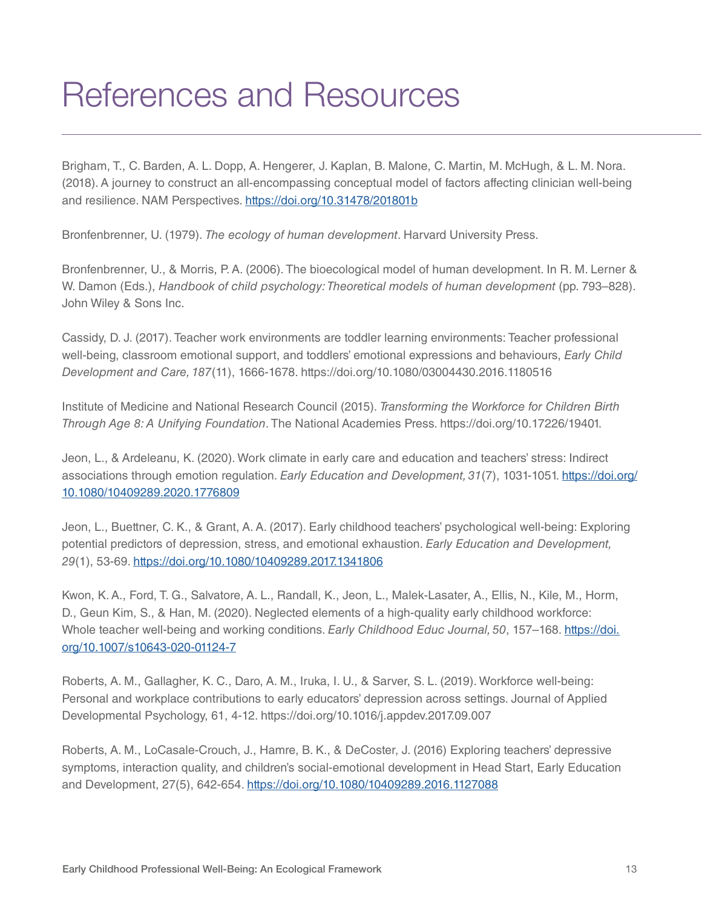# References and Resources

Brigham, T., C. Barden, A. L. Dopp, A. Hengerer, J. Kaplan, B. Malone, C. Martin, M. McHugh, & L. M. Nora. (2018). A journey to construct an all-encompassing conceptual model of factors affecting clinician well-being and resilience. NAM Perspectives. https://doi.org/10.31478/201801b

Bronfenbrenner, U. (1979). *The ecology of human development*. Harvard University Press.

Bronfenbrenner, U., & Morris, P. A. (2006). The bioecological model of human development. In R. M. Lerner & W. Damon (Eds.), *Handbook of child psychology: Theoretical models of human development* (pp. 793–828). John Wiley & Sons Inc.

Cassidy, D. J. (2017). Teacher work environments are toddler learning environments: Teacher professional well-being, classroom emotional support, and toddlers' emotional expressions and behaviours, *Early Child Development and Care, 187*(11), 1666-1678. https://doi.org/10.1080/03004430.2016.1180516

Institute of Medicine and National Research Council (2015). *Transforming the Workforce for Children Birth Through Age 8: A Unifying Foundation*. The National Academies Press. https://doi.org/10.17226/19401.

Jeon, L., & Ardeleanu, K. (2020). Work climate in early care and education and teachers' stress: Indirect associations through emotion regulation. *Early Education and Development, 31*(7), 1031-1051. https://doi.org/10.1080/10409289.2020.1776809

Jeon, L., Buettner, C. K., & Grant, A. A. (2017). Early childhood teachers' psychological well-being: Exploring potential predictors of depression, stress, and emotional exhaustion. *Early Education and Development, 29*(1), 53-69. https://doi.org/10.1080/10409289.2017.1341806

Kwon, K. A., Ford, T. G., Salvatore, A. L., Randall, K., Jeon, L., Malek-Lasater, A., Ellis, N., Kile, M., Horm, D., Geun Kim, S., & Han, M. (2020). Neglected elements of a high-quality early childhood workforce: Whole teacher well-being and working conditions. *Early Childhood Educ Journal, 50*, 157–168. https://doi.org/10.1007/s10643-020-01124-7

Roberts, A. M., Gallagher, K. C., Daro, A. M., Iruka, I. U., & Sarver, S. L. (2019). Workforce well-being: Personal and workplace contributions to early educators' depression across settings. Journal of Applied Developmental Psychology, 61, 4-12. https://doi.org/10.1016/j.appdev.2017.09.007

Roberts, A. M., LoCasale-Crouch, J., Hamre, B. K., & DeCoster, J. (2016) Exploring teachers' depressive symptoms, interaction quality, and children's social-emotional development in Head Start, Early Education and Development, 27(5), 642-654. https://doi.org/10.1080/10409289.2016.1127088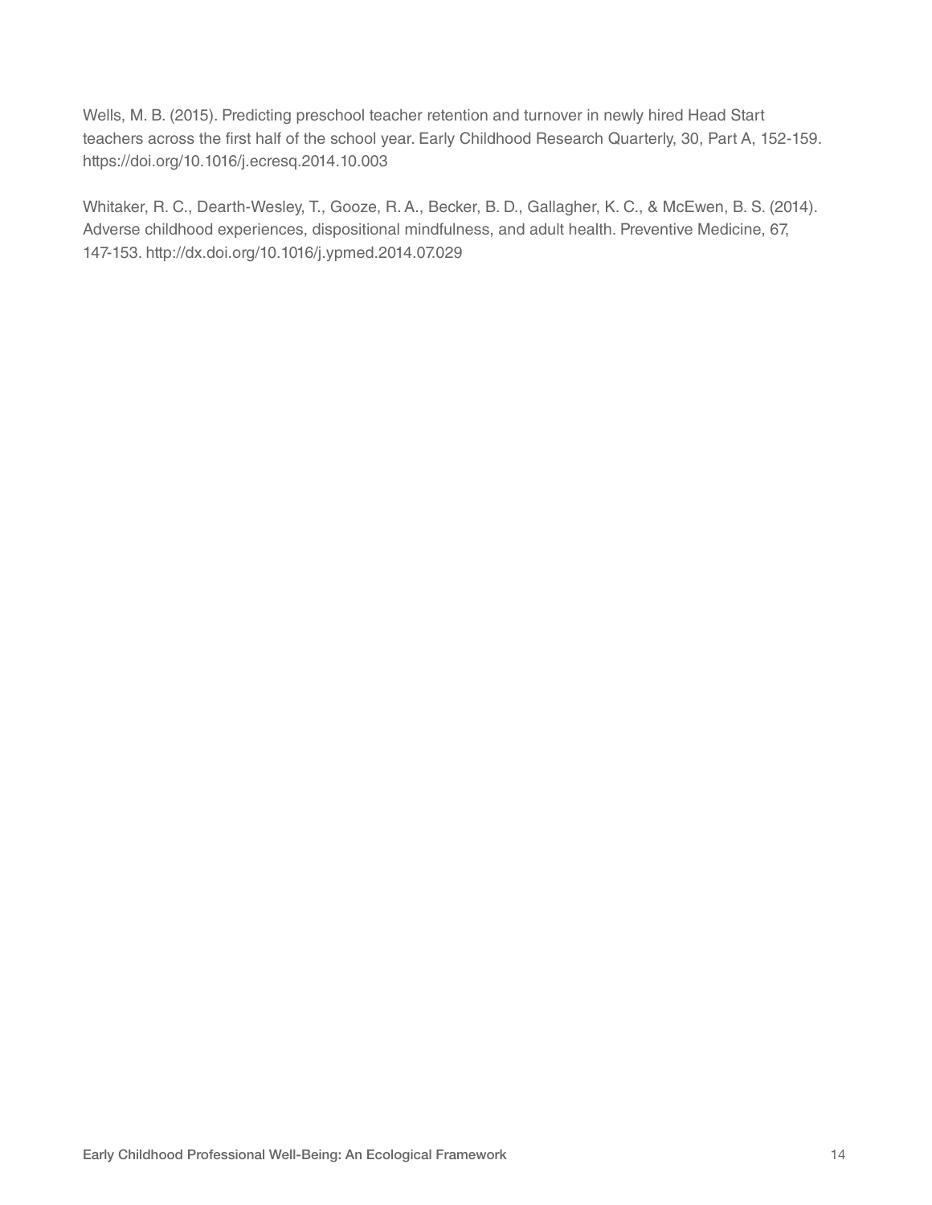Wells, M. B. (2015). Predicting preschool teacher retention and turnover in newly hired Head Start teachers across the first half of the school year. Early Childhood Research Quarterly, 30, Part A, 152-159. https://doi.org/10.1016/j.ecresq.2014.10.003

Whitaker, R. C., Dearth-Wesley, T., Gooze, R. A., Becker, B. D., Gallagher, K. C., & McEwen, B. S. (2014). Adverse childhood experiences, dispositional mindfulness, and adult health. Preventive Medicine, 67, 147-153. http://dx.doi.org/10.1016/j.ypmed.2014.07.029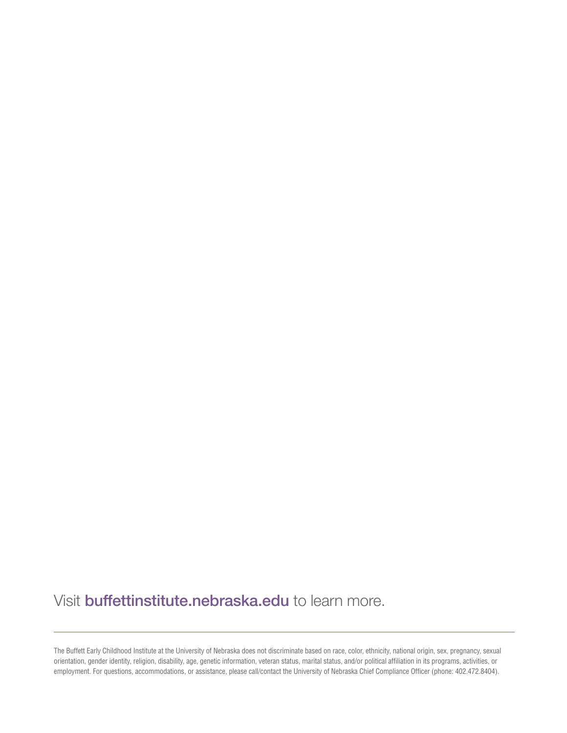Visit **buffettinstitute.nebraska.edu** to learn more.

---

The Buffett Early Childhood Institute at the University of Nebraska does not discriminate based on race, color, ethnicity, national origin, sex, pregnancy, sexual orientation, gender identity, religion, disability, age, genetic information, veteran status, marital status, and/or political affiliation in its programs, activities, or employment. For questions, accommodations, or assistance, please call/contact the University of Nebraska Chief Compliance Officer (phone: 402.472.8404).